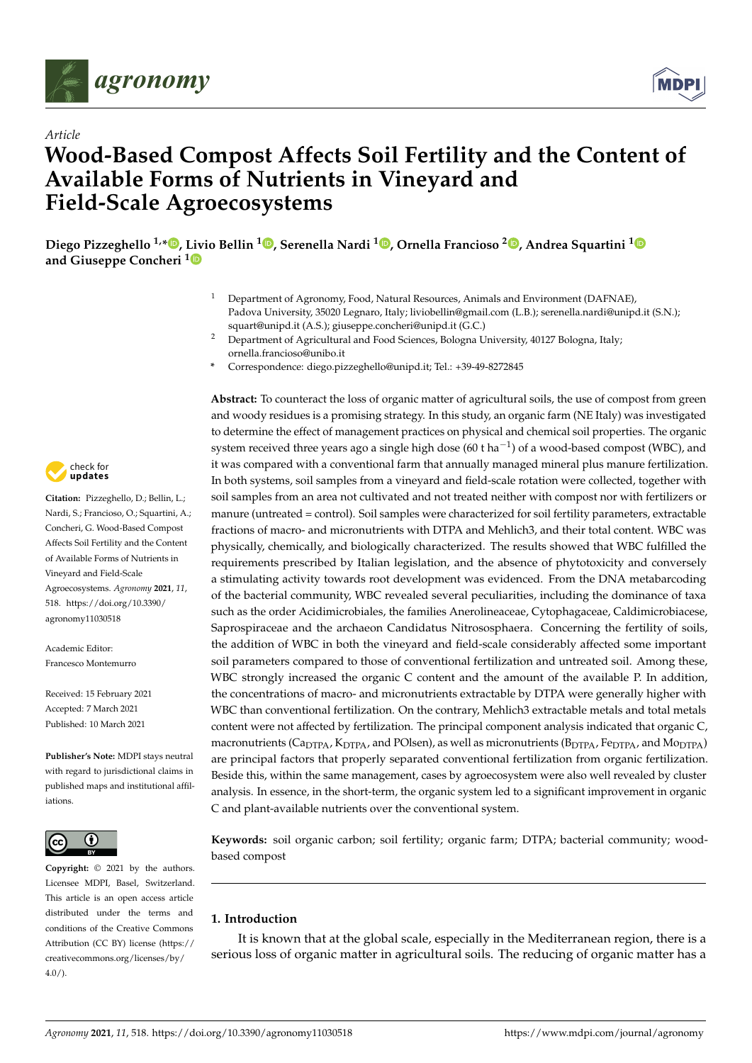*Article*

# Wood-Based Compost Affects Soil Fertility and the Content of Available Forms of Nutrients in Vineyard and Field-Scale Agroecosystems

**Diego Pizzeghello [1,*], Livio Bellin [1], Serenella Nardi [1], Ornella Francioso [2], Andrea Squartini [1] and Giuseppe Concheri [1]**

[1] Department of Agronomy, Food, Natural Resources, Animals and Environment (DAFNAE), Padova University, 35020 Legnaro, Italy; liviobellin@gmail.com (L.B.); serenella.nardi@unipd.it (S.N.); squart@unipd.it (A.S.); giuseppe.concheri@unipd.it (G.C.)

[2] Department of Agricultural and Food Sciences, Bologna University, 40127 Bologna, Italy; ornella.francioso@unibo.it

\* Correspondence: diego.pizzeghello@unipd.it; Tel.: +39-49-8272845

**Abstract:** To counteract the loss of organic matter of agricultural soils, the use of compost from green and woody residues is a promising strategy. In this study, an organic farm (NE Italy) was investigated to determine the effect of management practices on physical and chemical soil properties. The organic system received three years ago a single high dose (60 t $ha^{-1}$) of a wood-based compost (WBC), and it was compared with a conventional farm that annually managed mineral plus manure fertilization. In both systems, soil samples from a vineyard and field-scale rotation were collected, together with soil samples from an area not cultivated and not treated neither with compost nor with fertilizers or manure (untreated = control). Soil samples were characterized for soil fertility parameters, extractable fractions of macro- and micronutrients with DTPA and Mehlich3, and their total content. WBC was physically, chemically, and biologically characterized. The results showed that WBC fulfilled the requirements prescribed by Italian legislation, and the absence of phytotoxicity and conversely a stimulating activity towards root development was evidenced. From the DNA metabarcoding of the bacterial community, WBC revealed several peculiarities, including the dominance of taxa such as the order Acidimicrobiales, the families Anerolineaceae, Cytophagaceae, Caldimicrobiacese, Saprospiraceae and the archaeon Candidatus Nitrososphaera. Concerning the fertility of soils, the addition of WBC in both the vineyard and field-scale considerably affected some important soil parameters compared to those of conventional fertilization and untreated soil. Among these, WBC strongly increased the organic C content and the amount of the available P. In addition, the concentrations of macro- and micronutrients extractable by DTPA were generally higher with WBC than conventional fertilization. On the contrary, Mehlich3 extractable metals and total metals content were not affected by fertilization. The principal component analysis indicated that organic C, macronutrients ($Ca_{DTPA}$, $K_{DTPA}$, and POlsen), as well as micronutrients ($B_{DTPA}$, $Fe_{DTPA}$, and $Mo_{DTPA}$) are principal factors that properly separated conventional fertilization from organic fertilization. Beside this, within the same management, cases by agroecosystem were also well revealed by cluster analysis. In essence, in the short-term, the organic system led to a significant improvement in organic C and plant-available nutrients over the conventional system.

**Keywords:** soil organic carbon; soil fertility; organic farm; DTPA; bacterial community; wood-based compost

**Citation:** Pizzeghello, D.; Bellin, L.; Nardi, S.; Francioso, O.; Squartini, A.; Concheri, G. Wood-Based Compost Affects Soil Fertility and the Content of Available Forms of Nutrients in Vineyard and Field-Scale Agroecosystems. *Agronomy* **2021**, *11*, 518. https://doi.org/10.3390/agronomy11030518

Academic Editor: Francesco Montemurro

Received: 15 February 2021
Accepted: 7 March 2021
Published: 10 March 2021

**Publisher's Note:** MDPI stays neutral with regard to jurisdictional claims in published maps and institutional affiliations.

**Copyright:** © 2021 by the authors. Licensee MDPI, Basel, Switzerland. This article is an open access article distributed under the terms and conditions of the Creative Commons Attribution (CC BY) license (https://creativecommons.org/licenses/by/4.0/).

## 1. Introduction

It is known that at the global scale, especially in the Mediterranean region, there is a serious loss of organic matter in agricultural soils. The reducing of organic matter has a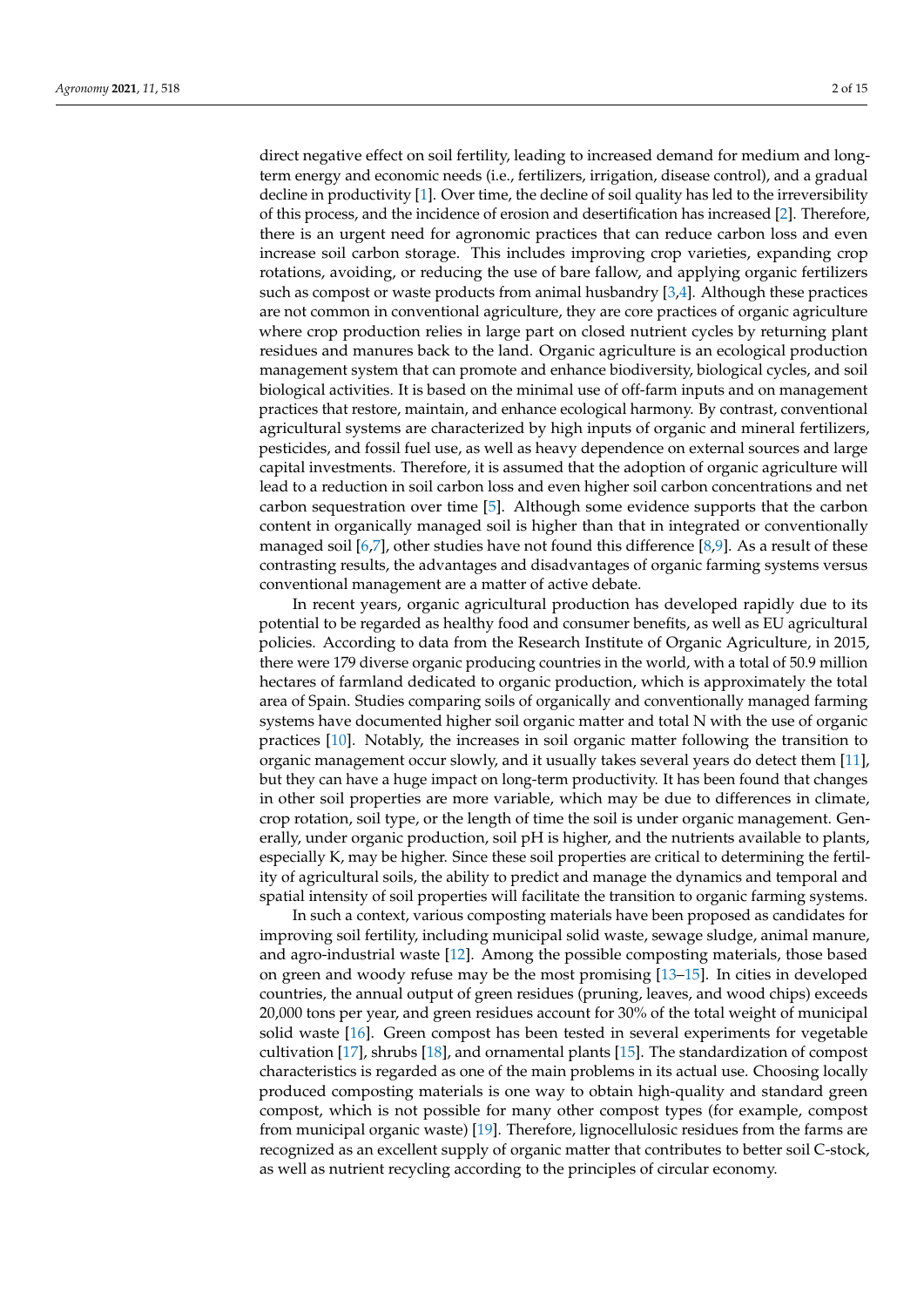direct negative effect on soil fertility, leading to increased demand for medium and long-term energy and economic needs (i.e., fertilizers, irrigation, disease control), and a gradual decline in productivity [1]. Over time, the decline of soil quality has led to the irreversibility of this process, and the incidence of erosion and desertification has increased [2]. Therefore, there is an urgent need for agronomic practices that can reduce carbon loss and even increase soil carbon storage. This includes improving crop varieties, expanding crop rotations, avoiding, or reducing the use of bare fallow, and applying organic fertilizers such as compost or waste products from animal husbandry [3,4]. Although these practices are not common in conventional agriculture, they are core practices of organic agriculture where crop production relies in large part on closed nutrient cycles by returning plant residues and manures back to the land. Organic agriculture is an ecological production management system that can promote and enhance biodiversity, biological cycles, and soil biological activities. It is based on the minimal use of off-farm inputs and on management practices that restore, maintain, and enhance ecological harmony. By contrast, conventional agricultural systems are characterized by high inputs of organic and mineral fertilizers, pesticides, and fossil fuel use, as well as heavy dependence on external sources and large capital investments. Therefore, it is assumed that the adoption of organic agriculture will lead to a reduction in soil carbon loss and even higher soil carbon concentrations and net carbon sequestration over time [5]. Although some evidence supports that the carbon content in organically managed soil is higher than that in integrated or conventionally managed soil [6,7], other studies have not found this difference [8,9]. As a result of these contrasting results, the advantages and disadvantages of organic farming systems versus conventional management are a matter of active debate.

In recent years, organic agricultural production has developed rapidly due to its potential to be regarded as healthy food and consumer benefits, as well as EU agricultural policies. According to data from the Research Institute of Organic Agriculture, in 2015, there were 179 diverse organic producing countries in the world, with a total of 50.9 million hectares of farmland dedicated to organic production, which is approximately the total area of Spain. Studies comparing soils of organically and conventionally managed farming systems have documented higher soil organic matter and total N with the use of organic practices [10]. Notably, the increases in soil organic matter following the transition to organic management occur slowly, and it usually takes several years do detect them [11], but they can have a huge impact on long-term productivity. It has been found that changes in other soil properties are more variable, which may be due to differences in climate, crop rotation, soil type, or the length of time the soil is under organic management. Generally, under organic production, soil pH is higher, and the nutrients available to plants, especially K, may be higher. Since these soil properties are critical to determining the fertility of agricultural soils, the ability to predict and manage the dynamics and temporal and spatial intensity of soil properties will facilitate the transition to organic farming systems.

In such a context, various composting materials have been proposed as candidates for improving soil fertility, including municipal solid waste, sewage sludge, animal manure, and agro-industrial waste [12]. Among the possible composting materials, those based on green and woody refuse may be the most promising [13–15]. In cities in developed countries, the annual output of green residues (pruning, leaves, and wood chips) exceeds 20,000 tons per year, and green residues account for 30% of the total weight of municipal solid waste [16]. Green compost has been tested in several experiments for vegetable cultivation [17], shrubs [18], and ornamental plants [15]. The standardization of compost characteristics is regarded as one of the main problems in its actual use. Choosing locally produced composting materials is one way to obtain high-quality and standard green compost, which is not possible for many other compost types (for example, compost from municipal organic waste) [19]. Therefore, lignocellulosic residues from the farms are recognized as an excellent supply of organic matter that contributes to better soil C-stock, as well as nutrient recycling according to the principles of circular economy.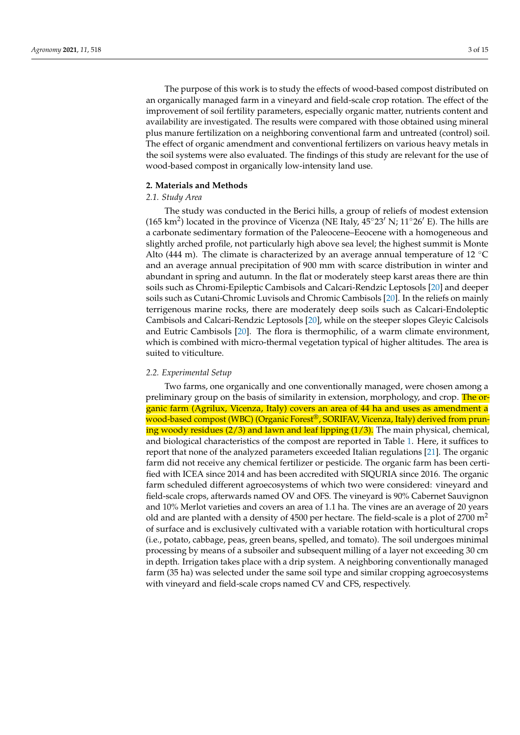The purpose of this work is to study the effects of wood-based compost distributed on an organically managed farm in a vineyard and field-scale crop rotation. The effect of the improvement of soil fertility parameters, especially organic matter, nutrients content and availability are investigated. The results were compared with those obtained using mineral plus manure fertilization on a neighboring conventional farm and untreated (control) soil. The effect of organic amendment and conventional fertilizers on various heavy metals in the soil systems were also evaluated. The findings of this study are relevant for the use of wood-based compost in organically low-intensity land use.

## 2. Materials and Methods

### 2.1. Study Area

The study was conducted in the Berici hills, a group of reliefs of modest extension (165 km$^2$) located in the province of Vicenza (NE Italy, 45°23′ N; 11°26′ E). The hills are a carbonate sedimentary formation of the Paleocene–Eeocene with a homogeneous and slightly arched profile, not particularly high above sea level; the highest summit is Monte Alto (444 m). The climate is characterized by an average annual temperature of 12 °C and an average annual precipitation of 900 mm with scarce distribution in winter and abundant in spring and autumn. In the flat or moderately steep karst areas there are thin soils such as Chromi-Epileptic Cambisols and Calcari-Rendzic Leptosols [20] and deeper soils such as Cutani-Chromic Luvisols and Chromic Cambisols [20]. In the reliefs on mainly terrigenous marine rocks, there are moderately deep soils such as Calcari-Endoleptic Cambisols and Calcari-Rendzic Leptosols [20], while on the steeper slopes Gleyic Calcisols and Eutric Cambisols [20]. The flora is thermophilic, of a warm climate environment, which is combined with micro-thermal vegetation typical of higher altitudes. The area is suited to viticulture.

### 2.2. Experimental Setup

Two farms, one organically and one conventionally managed, were chosen among a preliminary group on the basis of similarity in extension, morphology, and crop. The organic farm (Agrilux, Vicenza, Italy) covers an area of 44 ha and uses as amendment a wood-based compost (WBC) (Organic Forest®, SORIFAV, Vicenza, Italy) derived from pruning woody residues (2/3) and lawn and leaf lipping (1/3). The main physical, chemical, and biological characteristics of the compost are reported in Table 1. Here, it suffices to report that none of the analyzed parameters exceeded Italian regulations [21]. The organic farm did not receive any chemical fertilizer or pesticide. The organic farm has been certified with ICEA since 2014 and has been accredited with SIQURIA since 2016. The organic farm scheduled different agroecosystems of which two were considered: vineyard and field-scale crops, afterwards named OV and OFS. The vineyard is 90% Cabernet Sauvignon and 10% Merlot varieties and covers an area of 1.1 ha. The vines are an average of 20 years old and are planted with a density of 4500 per hectare. The field-scale is a plot of 2700 m$^2$ of surface and is exclusively cultivated with a variable rotation with horticultural crops (i.e., potato, cabbage, peas, green beans, spelled, and tomato). The soil undergoes minimal processing by means of a subsoiler and subsequent milling of a layer not exceeding 30 cm in depth. Irrigation takes place with a drip system. A neighboring conventionally managed farm (35 ha) was selected under the same soil type and similar cropping agroecosystems with vineyard and field-scale crops named CV and CFS, respectively.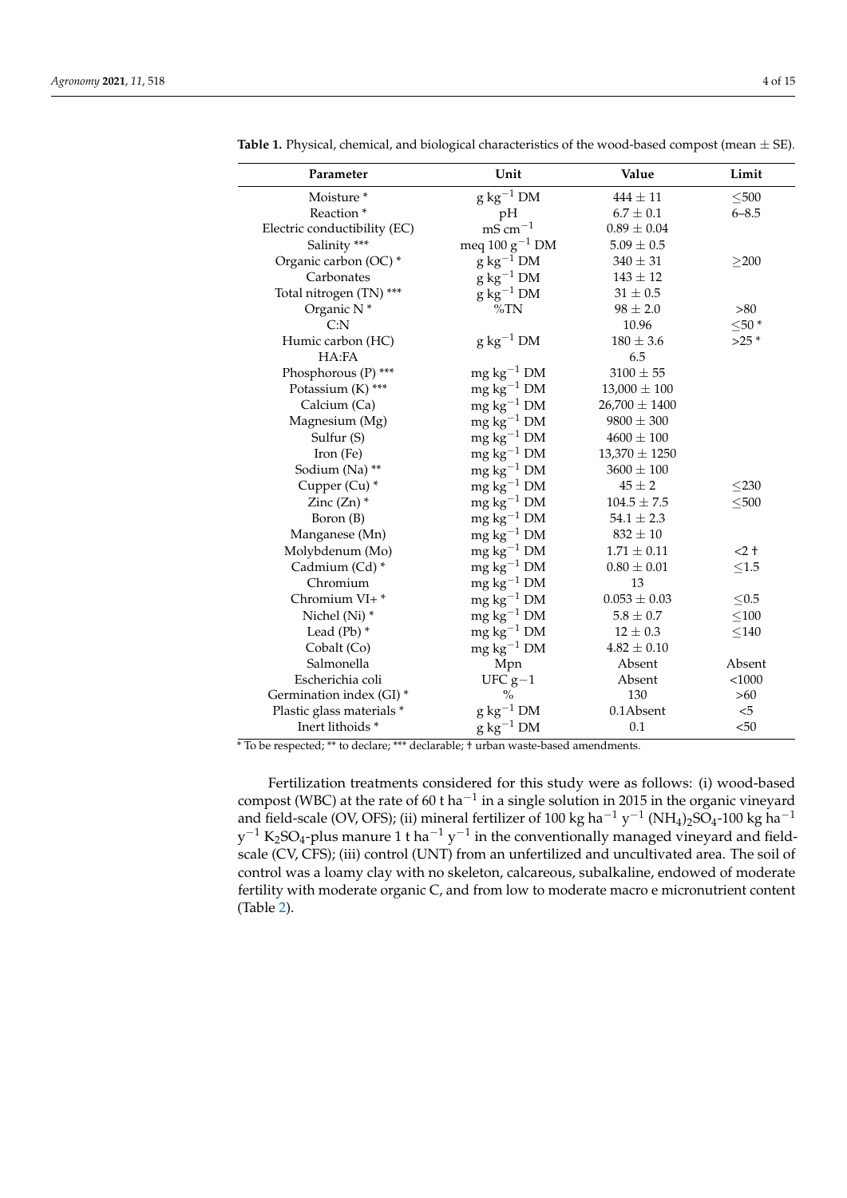**Table 1.** Physical, chemical, and biological characteristics of the wood-based compost (mean ± SE).

| Parameter | Unit | Value | Limit |
|---|---|---|---|
| Moisture * | g $kg^{-1}$ DM | 444 ± 11 | ≤500 |
| Reaction * | pH | 6.7 ± 0.1 | 6–8.5 |
| Electric conductibility (EC) | mS $cm^{-1}$ | 0.89 ± 0.04 | |
| Salinity *** | meq 100 $g^{-1}$ DM | 5.09 ± 0.5 | |
| Organic carbon (OC) * | g $kg^{-1}$ DM | 340 ± 31 | ≥200 |
| Carbonates | g $kg^{-1}$ DM | 143 ± 12 | |
| Total nitrogen (TN) *** | g $kg^{-1}$ DM | 31 ± 0.5 | |
| Organic N * | %TN | 98 ± 2.0 | >80 |
| C:N | | 10.96 | ≤50 * |
| Humic carbon (HC) | g $kg^{-1}$ DM | 180 ± 3.6 | >25 * |
| HA:FA | | 6.5 | |
| Phosphorous (P) *** | mg $kg^{-1}$ DM | 3100 ± 55 | |
| Potassium (K) *** | mg $kg^{-1}$ DM | 13,000 ± 100 | |
| Calcium (Ca) | mg $kg^{-1}$ DM | 26,700 ± 1400 | |
| Magnesium (Mg) | mg $kg^{-1}$ DM | 9800 ± 300 | |
| Sulfur (S) | mg $kg^{-1}$ DM | 4600 ± 100 | |
| Iron (Fe) | mg $kg^{-1}$ DM | 13,370 ± 1250 | |
| Sodium (Na) ** | mg $kg^{-1}$ DM | 3600 ± 100 | |
| Cupper (Cu) * | mg $kg^{-1}$ DM | 45 ± 2 | ≤230 |
| Zinc (Zn) * | mg $kg^{-1}$ DM | 104.5 ± 7.5 | ≤500 |
| Boron (B) | mg $kg^{-1}$ DM | 54.1 ± 2.3 | |
| Manganese (Mn) | mg $kg^{-1}$ DM | 832 ± 10 | |
| Molybdenum (Mo) | mg $kg^{-1}$ DM | 1.71 ± 0.11 | <2 † |
| Cadmium (Cd) * | mg $kg^{-1}$ DM | 0.80 ± 0.01 | ≤1.5 |
| Chromium | mg $kg^{-1}$ DM | 13 | |
| Chromium VI+ * | mg $kg^{-1}$ DM | 0.053 ± 0.03 | ≤0.5 |
| Nichel (Ni) * | mg $kg^{-1}$ DM | 5.8 ± 0.7 | ≤100 |
| Lead (Pb) * | mg $kg^{-1}$ DM | 12 ± 0.3 | ≤140 |
| Cobalt (Co) | mg $kg^{-1}$ DM | 4.82 ± 0.10 | |
| Salmonella | Mpn | Absent | Absent |
| Escherichia coli | UFC g−1 | Absent | <1000 |
| Germination index (GI) * | % | 130 | >60 |
| Plastic glass materials * | g $kg^{-1}$ DM | 0.1Absent | <5 |
| Inert lithoids * | g $kg^{-1}$ DM | 0.1 | <50 |

* To be respected; ** to declare; *** declarable; † urban waste-based amendments.

Fertilization treatments considered for this study were as follows: (i) wood-based compost (WBC) at the rate of 60 t $ha^{-1}$ in a single solution in 2015 in the organic vineyard and field-scale (OV, OFS); (ii) mineral fertilizer of 100 kg $ha^{-1}$ $y^{-1}$ $(NH_4)_2SO_4$-100 kg $ha^{-1}$ $y^{-1}$ $K_2SO_4$-plus manure 1 t $ha^{-1}$ $y^{-1}$ in the conventionally managed vineyard and field-scale (CV, CFS); (iii) control (UNT) from an unfertilized and uncultivated area. The soil of control was a loamy clay with no skeleton, calcareous, subalkaline, endowed of moderate fertility with moderate organic C, and from low to moderate macro e micronutrient content (Table 2).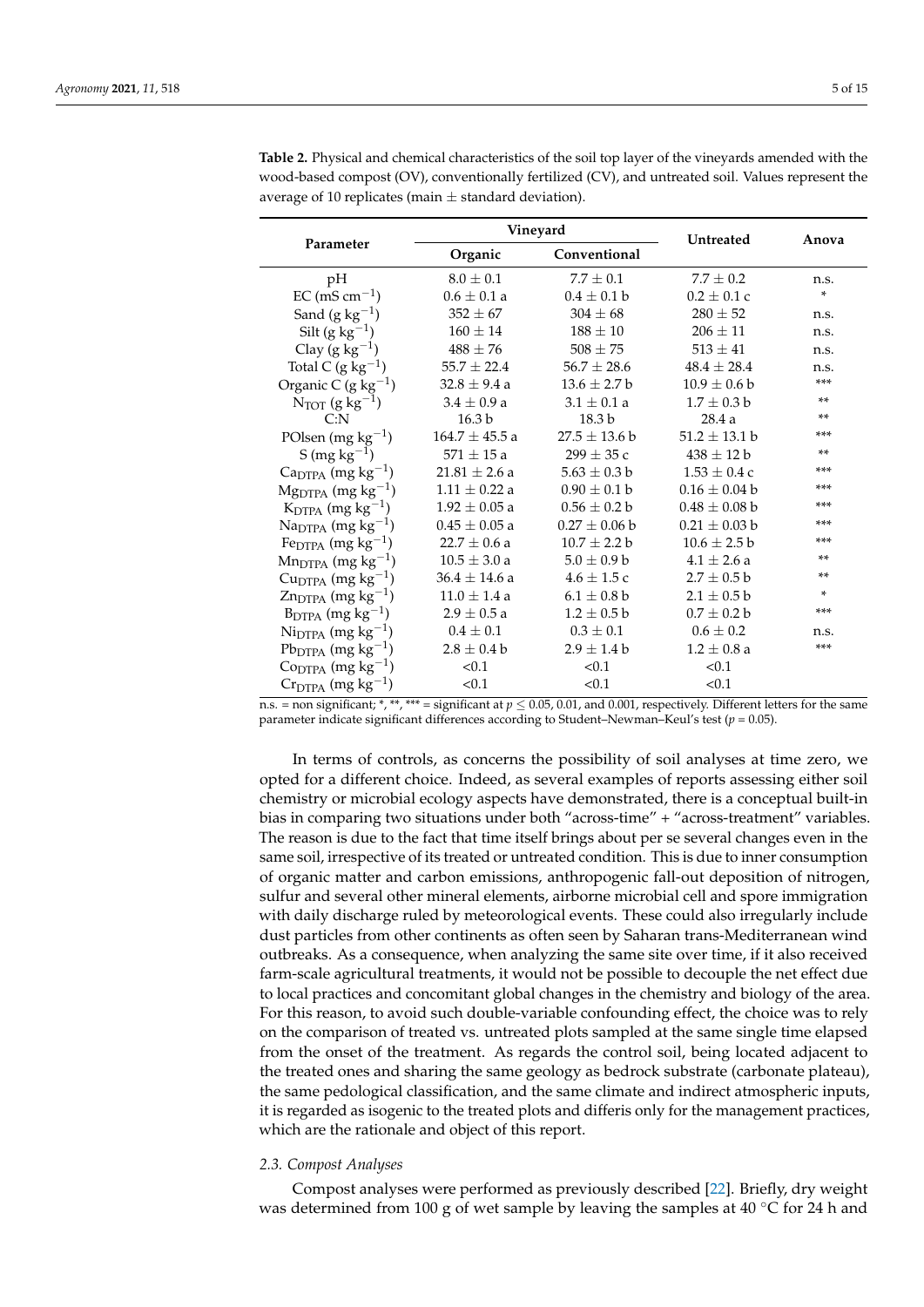**Table 2.** Physical and chemical characteristics of the soil top layer of the vineyards amended with the wood-based compost (OV), conventionally fertilized (CV), and untreated soil. Values represent the average of 10 replicates (main ± standard deviation).

| Parameter | Vineyard | | Untreated | Anova |
|---|---|---|---|---|
| | Organic | Conventional | | |
| pH | 8.0 ± 0.1 | 7.7 ± 0.1 | 7.7 ± 0.2 | n.s. |
| EC (mS $cm^{-1}$) | 0.6 ± 0.1 a | 0.4 ± 0.1 b | 0.2 ± 0.1 c | * |
| Sand (g $kg^{-1}$) | 352 ± 67 | 304 ± 68 | 280 ± 52 | n.s. |
| Silt (g $kg^{-1}$) | 160 ± 14 | 188 ± 10 | 206 ± 11 | n.s. |
| Clay (g $kg^{-1}$) | 488 ± 76 | 508 ± 75 | 513 ± 41 | n.s. |
| Total C (g $kg^{-1}$) | 55.7 ± 22.4 | 56.7 ± 28.6 | 48.4 ± 28.4 | n.s. |
| Organic C (g $kg^{-1}$) | 32.8 ± 9.4 a | 13.6 ± 2.7 b | 10.9 ± 0.6 b | *** |
| $N_{TOT}$ (g $kg^{-1}$) | 3.4 ± 0.9 a | 3.1 ± 0.1 a | 1.7 ± 0.3 b | ** |
| C:N | 16.3 b | 18.3 b | 28.4 a | ** |
| POlsen (mg $kg^{-1}$) | 164.7 ± 45.5 a | 27.5 ± 13.6 b | 51.2 ± 13.1 b | *** |
| S (mg $kg^{-1}$) | 571 ± 15 a | 299 ± 35 c | 438 ± 12 b | ** |
| $Ca_{DTPA}$ (mg $kg^{-1}$) | 21.81 ± 2.6 a | 5.63 ± 0.3 b | 1.53 ± 0.4 c | *** |
| $Mg_{DTPA}$ (mg $kg^{-1}$) | 1.11 ± 0.22 a | 0.90 ± 0.1 b | 0.16 ± 0.04 b | *** |
| $K_{DTPA}$ (mg $kg^{-1}$) | 1.92 ± 0.05 a | 0.56 ± 0.2 b | 0.48 ± 0.08 b | *** |
| $Na_{DTPA}$ (mg $kg^{-1}$) | 0.45 ± 0.05 a | 0.27 ± 0.06 b | 0.21 ± 0.03 b | *** |
| $Fe_{DTPA}$ (mg $kg^{-1}$) | 22.7 ± 0.6 a | 10.7 ± 2.2 b | 10.6 ± 2.5 b | *** |
| $Mn_{DTPA}$ (mg $kg^{-1}$) | 10.5 ± 3.0 a | 5.0 ± 0.9 b | 4.1 ± 2.6 a | ** |
| $Cu_{DTPA}$ (mg $kg^{-1}$) | 36.4 ± 14.6 a | 4.6 ± 1.5 c | 2.7 ± 0.5 b | ** |
| $Zn_{DTPA}$ (mg $kg^{-1}$) | 11.0 ± 1.4 a | 6.1 ± 0.8 b | 2.1 ± 0.5 b | * |
| $B_{DTPA}$ (mg $kg^{-1}$) | 2.9 ± 0.5 a | 1.2 ± 0.5 b | 0.7 ± 0.2 b | *** |
| $Ni_{DTPA}$ (mg $kg^{-1}$) | 0.4 ± 0.1 | 0.3 ± 0.1 | 0.6 ± 0.2 | n.s. |
| $Pb_{DTPA}$ (mg $kg^{-1}$) | 2.8 ± 0.4 b | 2.9 ± 1.4 b | 1.2 ± 0.8 a | *** |
| $Co_{DTPA}$ (mg $kg^{-1}$) | <0.1 | <0.1 | <0.1 | |
| $Cr_{DTPA}$ (mg $kg^{-1}$) | <0.1 | <0.1 | <0.1 | |

n.s. = non significant; *, **, *** = significant at $p \leq 0.05$, 0.01, and 0.001, respectively. Different letters for the same parameter indicate significant differences according to Student–Newman–Keul's test ($p = 0.05$).

In terms of controls, as concerns the possibility of soil analyses at time zero, we opted for a different choice. Indeed, as several examples of reports assessing either soil chemistry or microbial ecology aspects have demonstrated, there is a conceptual built-in bias in comparing two situations under both "across-time" + "across-treatment" variables. The reason is due to the fact that time itself brings about per se several changes even in the same soil, irrespective of its treated or untreated condition. This is due to inner consumption of organic matter and carbon emissions, anthropogenic fall-out deposition of nitrogen, sulfur and several other mineral elements, airborne microbial cell and spore immigration with daily discharge ruled by meteorological events. These could also irregularly include dust particles from other continents as often seen by Saharan trans-Mediterranean wind outbreaks. As a consequence, when analyzing the same site over time, if it also received farm-scale agricultural treatments, it would not be possible to decouple the net effect due to local practices and concomitant global changes in the chemistry and biology of the area. For this reason, to avoid such double-variable confounding effect, the choice was to rely on the comparison of treated vs. untreated plots sampled at the same single time elapsed from the onset of the treatment. As regards the control soil, being located adjacent to the treated ones and sharing the same geology as bedrock substrate (carbonate plateau), the same pedological classification, and the same climate and indirect atmospheric inputs, it is regarded as isogenic to the treated plots and differis only for the management practices, which are the rationale and object of this report.

### 2.3. Compost Analyses

Compost analyses were performed as previously described [22]. Briefly, dry weight was determined from 100 g of wet sample by leaving the samples at 40 °C for 24 h and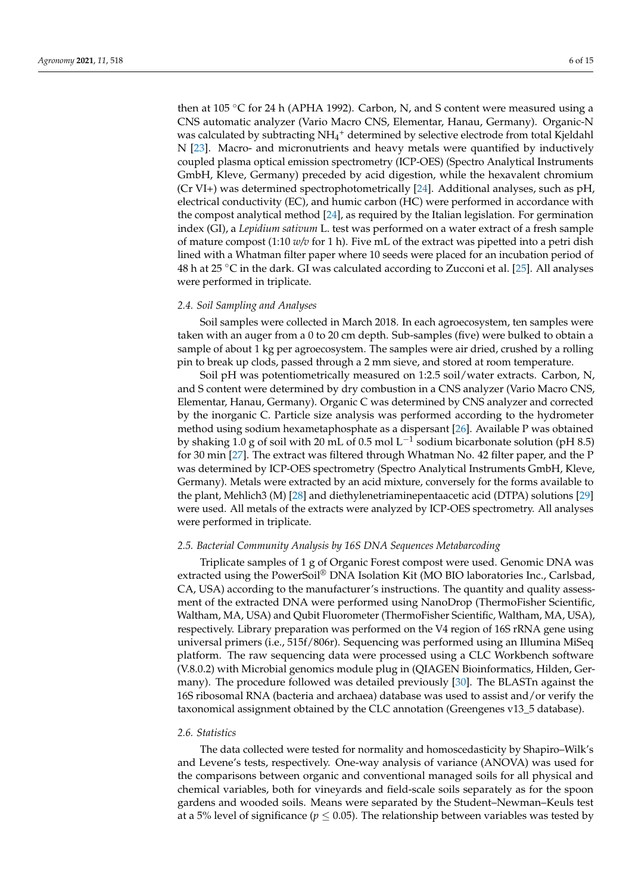then at 105 °C for 24 h (APHA 1992). Carbon, N, and S content were measured using a CNS automatic analyzer (Vario Macro CNS, Elementar, Hanau, Germany). Organic-N was calculated by subtracting $NH_4^+$ determined by selective electrode from total Kjeldahl N [23]. Macro- and micronutrients and heavy metals were quantified by inductively coupled plasma optical emission spectrometry (ICP-OES) (Spectro Analytical Instruments GmbH, Kleve, Germany) preceded by acid digestion, while the hexavalent chromium (Cr VI+) was determined spectrophotometrically [24]. Additional analyses, such as pH, electrical conductivity (EC), and humic carbon (HC) were performed in accordance with the compost analytical method [24], as required by the Italian legislation. For germination index (GI), a *Lepidium sativum* L. test was performed on a water extract of a fresh sample of mature compost (1:10 *w/v* for 1 h). Five mL of the extract was pipetted into a petri dish lined with a Whatman filter paper where 10 seeds were placed for an incubation period of 48 h at 25 °C in the dark. GI was calculated according to Zucconi et al. [25]. All analyses were performed in triplicate.

### *2.4. Soil Sampling and Analyses*

Soil samples were collected in March 2018. In each agroecosystem, ten samples were taken with an auger from a 0 to 20 cm depth. Sub-samples (five) were bulked to obtain a sample of about 1 kg per agroecosystem. The samples were air dried, crushed by a rolling pin to break up clods, passed through a 2 mm sieve, and stored at room temperature.

Soil pH was potentiometrically measured on 1:2.5 soil/water extracts. Carbon, N, and S content were determined by dry combustion in a CNS analyzer (Vario Macro CNS, Elementar, Hanau, Germany). Organic C was determined by CNS analyzer and corrected by the inorganic C. Particle size analysis was performed according to the hydrometer method using sodium hexametaphosphate as a dispersant [26]. Available P was obtained by shaking 1.0 g of soil with 20 mL of 0.5 mol $L^{-1}$ sodium bicarbonate solution (pH 8.5) for 30 min [27]. The extract was filtered through Whatman No. 42 filter paper, and the P was determined by ICP-OES spectrometry (Spectro Analytical Instruments GmbH, Kleve, Germany). Metals were extracted by an acid mixture, conversely for the forms available to the plant, Mehlich3 (M) [28] and diethylenetriaminepentaacetic acid (DTPA) solutions [29] were used. All metals of the extracts were analyzed by ICP-OES spectrometry. All analyses were performed in triplicate.

### *2.5. Bacterial Community Analysis by 16S DNA Sequences Metabarcoding*

Triplicate samples of 1 g of Organic Forest compost were used. Genomic DNA was extracted using the PowerSoil® DNA Isolation Kit (MO BIO laboratories Inc., Carlsbad, CA, USA) according to the manufacturer's instructions. The quantity and quality assessment of the extracted DNA were performed using NanoDrop (ThermoFisher Scientific, Waltham, MA, USA) and Qubit Fluorometer (ThermoFisher Scientific, Waltham, MA, USA), respectively. Library preparation was performed on the V4 region of 16S rRNA gene using universal primers (i.e., 515f/806r). Sequencing was performed using an Illumina MiSeq platform. The raw sequencing data were processed using a CLC Workbench software (V.8.0.2) with Microbial genomics module plug in (QIAGEN Bioinformatics, Hilden, Germany). The procedure followed was detailed previously [30]. The BLASTn against the 16S ribosomal RNA (bacteria and archaea) database was used to assist and/or verify the taxonomical assignment obtained by the CLC annotation (Greengenes v13_5 database).

### *2.6. Statistics*

The data collected were tested for normality and homoscedasticity by Shapiro–Wilk's and Levene's tests, respectively. One-way analysis of variance (ANOVA) was used for the comparisons between organic and conventional managed soils for all physical and chemical variables, both for vineyards and field-scale soils separately as for the spoon gardens and wooded soils. Means were separated by the Student–Newman–Keuls test at a 5% level of significance ($p \leq 0.05$). The relationship between variables was tested by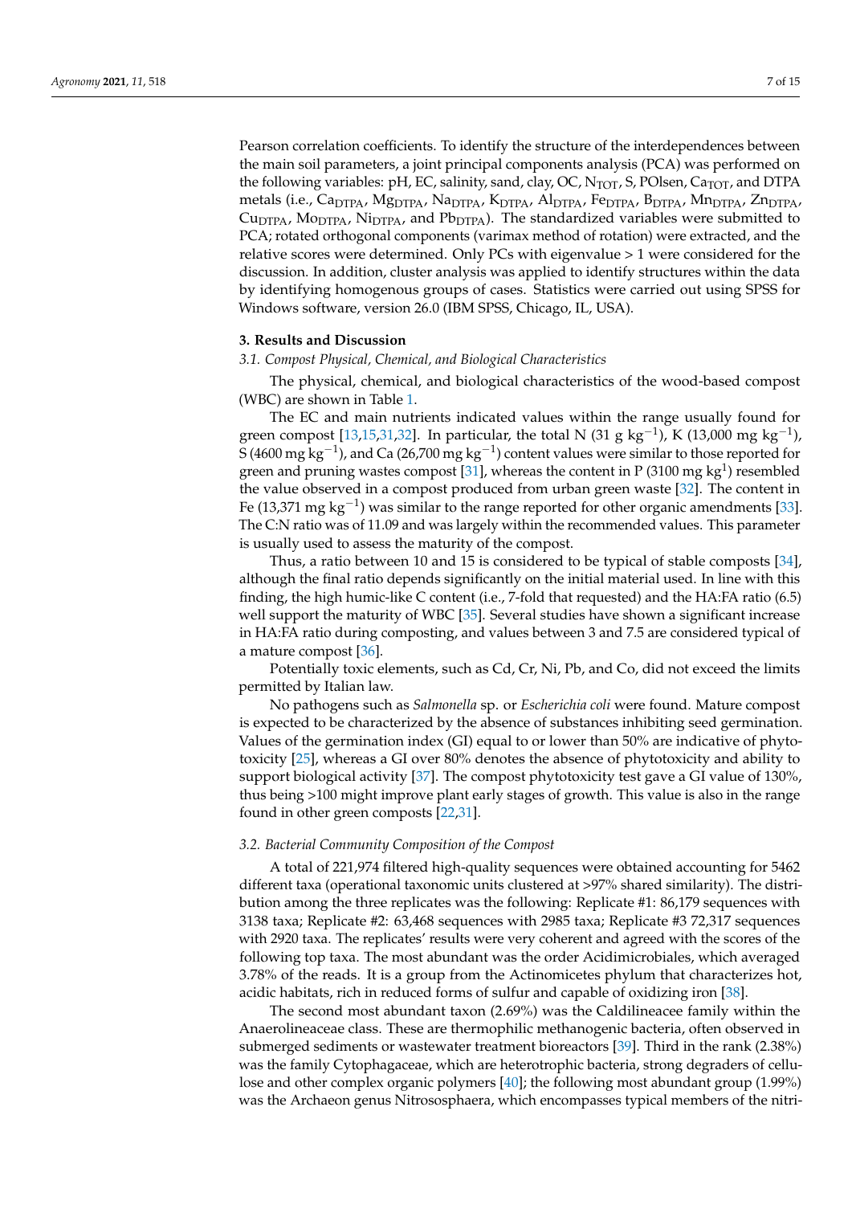Pearson correlation coefficients. To identify the structure of the interdependences between the main soil parameters, a joint principal components analysis (PCA) was performed on the following variables: pH, EC, salinity, sand, clay, OC, $N_{TOT}$, S, POlsen, $Ca_{TOT}$, and DTPA metals (i.e., $Ca_{DTPA}$, $Mg_{DTPA}$, $Na_{DTPA}$, $K_{DTPA}$, $Al_{DTPA}$, $Fe_{DTPA}$, $B_{DTPA}$, $Mn_{DTPA}$, $Zn_{DTPA}$, $Cu_{DTPA}$, $Mo_{DTPA}$, $Ni_{DTPA}$, and $Pb_{DTPA}$). The standardized variables were submitted to PCA; rotated orthogonal components (varimax method of rotation) were extracted, and the relative scores were determined. Only PCs with eigenvalue > 1 were considered for the discussion. In addition, cluster analysis was applied to identify structures within the data by identifying homogenous groups of cases. Statistics were carried out using SPSS for Windows software, version 26.0 (IBM SPSS, Chicago, IL, USA).

## 3. Results and Discussion

### *3.1. Compost Physical, Chemical, and Biological Characteristics*

The physical, chemical, and biological characteristics of the wood-based compost (WBC) are shown in Table 1.

The EC and main nutrients indicated values within the range usually found for green compost [13,15,31,32]. In particular, the total N (31 g $kg^{-1}$), K (13,000 mg $kg^{-1}$), S (4600 mg $kg^{-1}$), and Ca (26,700 mg $kg^{-1}$) content values were similar to those reported for green and pruning wastes compost [31], whereas the content in P (3100 mg $kg^{1}$) resembled the value observed in a compost produced from urban green waste [32]. The content in Fe (13,371 mg $kg^{-1}$) was similar to the range reported for other organic amendments [33]. The C:N ratio was of 11.09 and was largely within the recommended values. This parameter is usually used to assess the maturity of the compost.

Thus, a ratio between 10 and 15 is considered to be typical of stable composts [34], although the final ratio depends significantly on the initial material used. In line with this finding, the high humic-like C content (i.e., 7-fold that requested) and the HA:FA ratio (6.5) well support the maturity of WBC [35]. Several studies have shown a significant increase in HA:FA ratio during composting, and values between 3 and 7.5 are considered typical of a mature compost [36].

Potentially toxic elements, such as Cd, Cr, Ni, Pb, and Co, did not exceed the limits permitted by Italian law.

No pathogens such as *Salmonella* sp. or *Escherichia coli* were found. Mature compost is expected to be characterized by the absence of substances inhibiting seed germination. Values of the germination index (GI) equal to or lower than 50% are indicative of phytotoxicity [25], whereas a GI over 80% denotes the absence of phytotoxicity and ability to support biological activity [37]. The compost phytotoxicity test gave a GI value of 130%, thus being >100 might improve plant early stages of growth. This value is also in the range found in other green composts [22,31].

### *3.2. Bacterial Community Composition of the Compost*

A total of 221,974 filtered high-quality sequences were obtained accounting for 5462 different taxa (operational taxonomic units clustered at >97% shared similarity). The distribution among the three replicates was the following: Replicate #1: 86,179 sequences with 3138 taxa; Replicate #2: 63,468 sequences with 2985 taxa; Replicate #3 72,317 sequences with 2920 taxa. The replicates' results were very coherent and agreed with the scores of the following top taxa. The most abundant was the order Acidimicrobiales, which averaged 3.78% of the reads. It is a group from the Actinomicetes phylum that characterizes hot, acidic habitats, rich in reduced forms of sulfur and capable of oxidizing iron [38].

The second most abundant taxon (2.69%) was the Caldilineacee family within the Anaerolineaceae class. These are thermophilic methanogenic bacteria, often observed in submerged sediments or wastewater treatment bioreactors [39]. Third in the rank (2.38%) was the family Cytophagaceae, which are heterotrophic bacteria, strong degraders of cellulose and other complex organic polymers [40]; the following most abundant group (1.99%) was the Archaeon genus Nitrososphaera, which encompasses typical members of the nitri-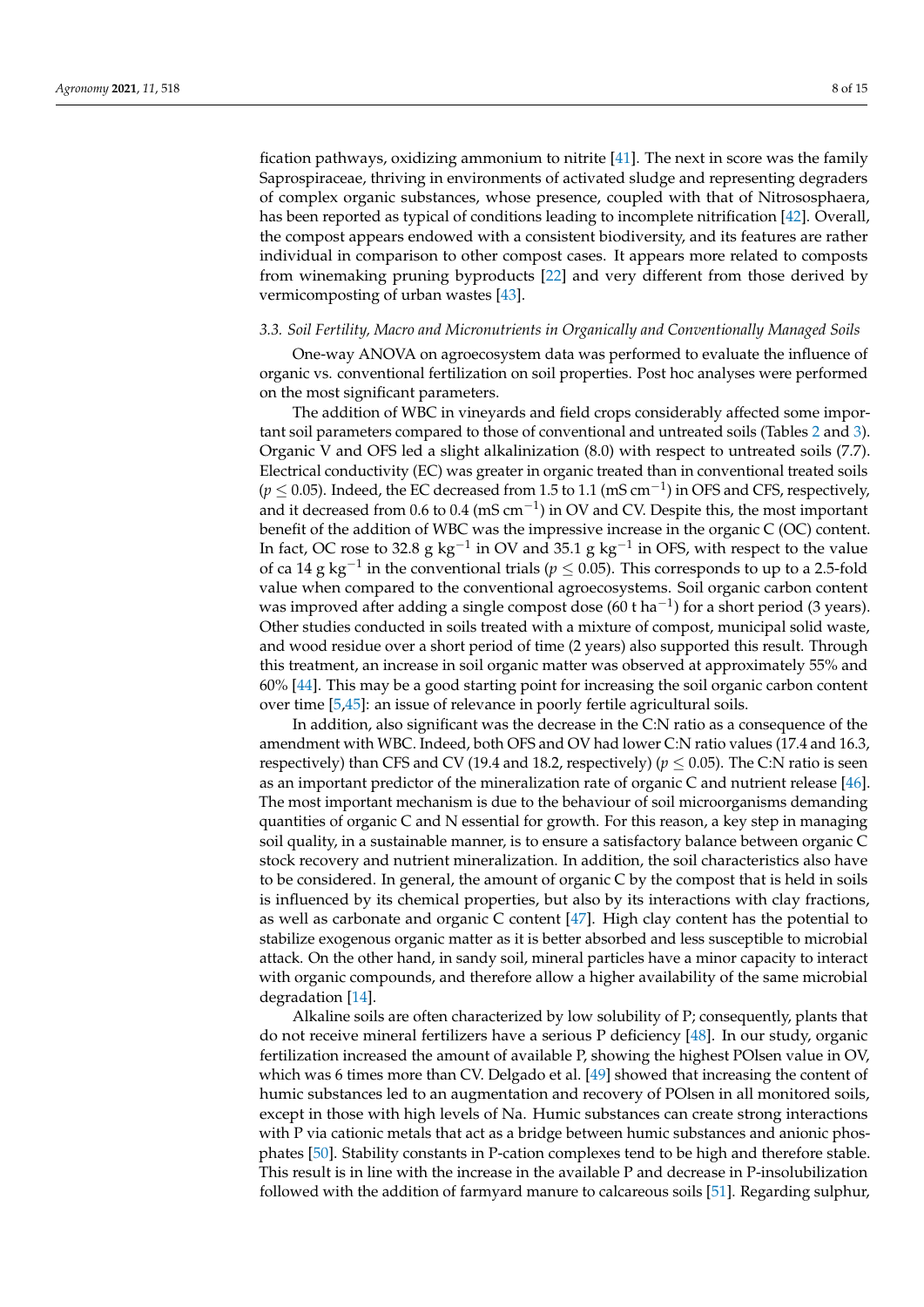fication pathways, oxidizing ammonium to nitrite [41]. The next in score was the family Saprospiraceae, thriving in environments of activated sludge and representing degraders of complex organic substances, whose presence, coupled with that of Nitrososphaera, has been reported as typical of conditions leading to incomplete nitrification [42]. Overall, the compost appears endowed with a consistent biodiversity, and its features are rather individual in comparison to other compost cases. It appears more related to composts from winemaking pruning byproducts [22] and very different from those derived by vermicomposting of urban wastes [43].

### 3.3. Soil Fertility, Macro and Micronutrients in Organically and Conventionally Managed Soils

One-way ANOVA on agroecosystem data was performed to evaluate the influence of organic vs. conventional fertilization on soil properties. Post hoc analyses were performed on the most significant parameters.

The addition of WBC in vineyards and field crops considerably affected some important soil parameters compared to those of conventional and untreated soils (Tables 2 and 3). Organic V and OFS led a slight alkalinization (8.0) with respect to untreated soils (7.7). Electrical conductivity (EC) was greater in organic treated than in conventional treated soils ($p \leq 0.05$). Indeed, the EC decreased from 1.5 to 1.1 (mS cm$^{-1}$) in OFS and CFS, respectively, and it decreased from 0.6 to 0.4 (mS cm$^{-1}$) in OV and CV. Despite this, the most important benefit of the addition of WBC was the impressive increase in the organic C (OC) content. In fact, OC rose to 32.8 g kg$^{-1}$ in OV and 35.1 g kg$^{-1}$ in OFS, with respect to the value of ca 14 g kg$^{-1}$ in the conventional trials ($p \leq 0.05$). This corresponds to up to a 2.5-fold value when compared to the conventional agroecosystems. Soil organic carbon content was improved after adding a single compost dose (60 t ha$^{-1}$) for a short period (3 years). Other studies conducted in soils treated with a mixture of compost, municipal solid waste, and wood residue over a short period of time (2 years) also supported this result. Through this treatment, an increase in soil organic matter was observed at approximately 55% and 60% [44]. This may be a good starting point for increasing the soil organic carbon content over time [5,45]: an issue of relevance in poorly fertile agricultural soils.

In addition, also significant was the decrease in the C:N ratio as a consequence of the amendment with WBC. Indeed, both OFS and OV had lower C:N ratio values (17.4 and 16.3, respectively) than CFS and CV (19.4 and 18.2, respectively) ($p \leq 0.05$). The C:N ratio is seen as an important predictor of the mineralization rate of organic C and nutrient release [46]. The most important mechanism is due to the behaviour of soil microorganisms demanding quantities of organic C and N essential for growth. For this reason, a key step in managing soil quality, in a sustainable manner, is to ensure a satisfactory balance between organic C stock recovery and nutrient mineralization. In addition, the soil characteristics also have to be considered. In general, the amount of organic C by the compost that is held in soils is influenced by its chemical properties, but also by its interactions with clay fractions, as well as carbonate and organic C content [47]. High clay content has the potential to stabilize exogenous organic matter as it is better absorbed and less susceptible to microbial attack. On the other hand, in sandy soil, mineral particles have a minor capacity to interact with organic compounds, and therefore allow a higher availability of the same microbial degradation [14].

Alkaline soils are often characterized by low solubility of P; consequently, plants that do not receive mineral fertilizers have a serious P deficiency [48]. In our study, organic fertilization increased the amount of available P, showing the highest POlsen value in OV, which was 6 times more than CV. Delgado et al. [49] showed that increasing the content of humic substances led to an augmentation and recovery of POlsen in all monitored soils, except in those with high levels of Na. Humic substances can create strong interactions with P via cationic metals that act as a bridge between humic substances and anionic phosphates [50]. Stability constants in P-cation complexes tend to be high and therefore stable. This result is in line with the increase in the available P and decrease in P-insolubilization followed with the addition of farmyard manure to calcareous soils [51]. Regarding sulphur,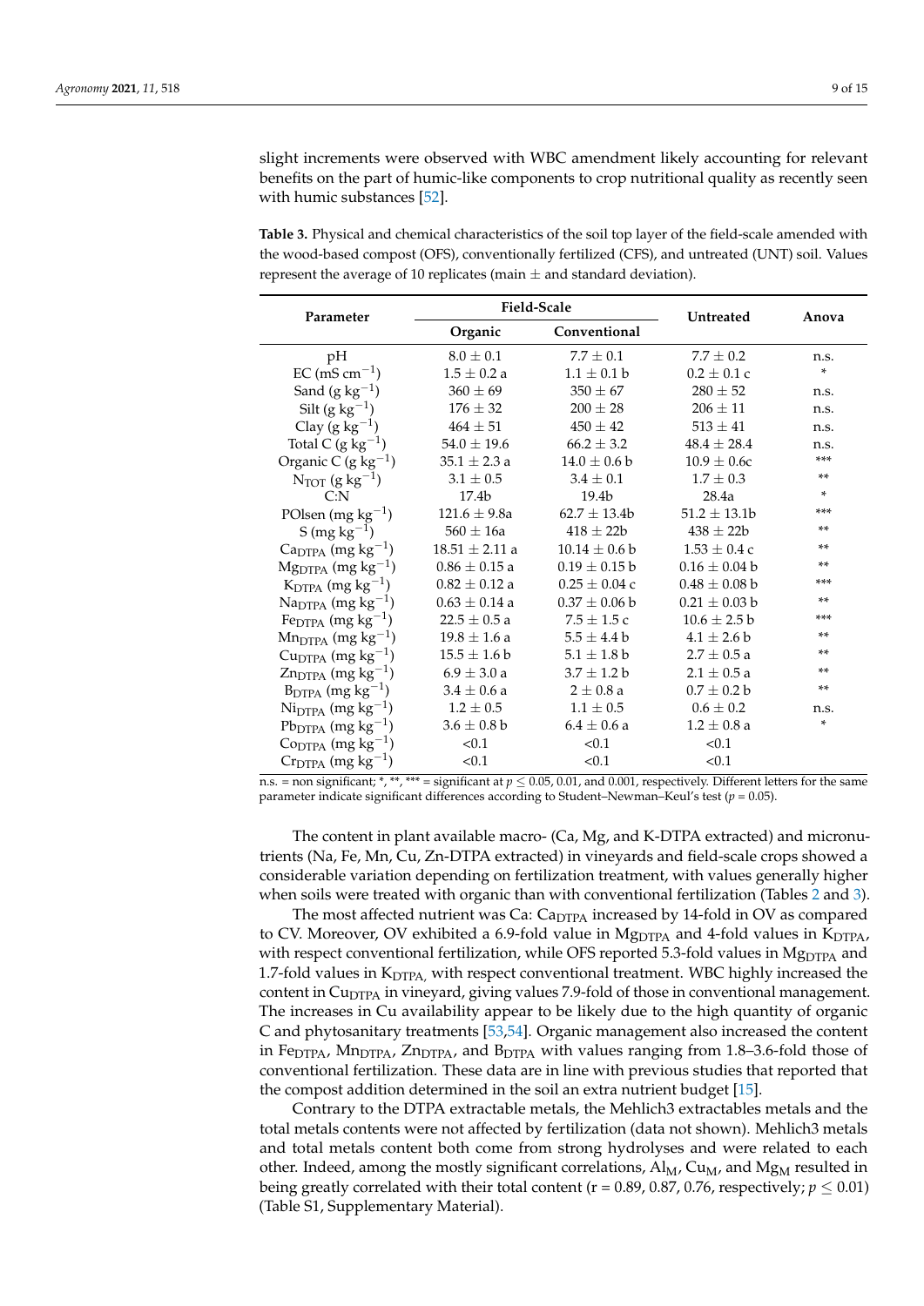slight increments were observed with WBC amendment likely accounting for relevant benefits on the part of humic-like components to crop nutritional quality as recently seen with humic substances [52].

**Table 3.** Physical and chemical characteristics of the soil top layer of the field-scale amended with the wood-based compost (OFS), conventionally fertilized (CFS), and untreated (UNT) soil. Values represent the average of 10 replicates (main ± and standard deviation).

| Parameter | Field-Scale | | Untreated | Anova |
|---|---|---|---|---|
| | Organic | Conventional | | |
| pH | 8.0 ± 0.1 | 7.7 ± 0.1 | 7.7 ± 0.2 | n.s. |
| EC (mS $cm^{-1}$) | 1.5 ± 0.2 a | 1.1 ± 0.1 b | 0.2 ± 0.1 c | * |
| Sand (g $kg^{-1}$) | 360 ± 69 | 350 ± 67 | 280 ± 52 | n.s. |
| Silt (g $kg^{-1}$) | 176 ± 32 | 200 ± 28 | 206 ± 11 | n.s. |
| Clay (g $kg^{-1}$) | 464 ± 51 | 450 ± 42 | 513 ± 41 | n.s. |
| Total C (g $kg^{-1}$) | 54.0 ± 19.6 | 66.2 ± 3.2 | 48.4 ± 28.4 | n.s. |
| Organic C (g $kg^{-1}$) | 35.1 ± 2.3 a | 14.0 ± 0.6 b | 10.9 ± 0.6c | *** |
| $N_{TOT}$ (g $kg^{-1}$) | 3.1 ± 0.5 | 3.4 ± 0.1 | 1.7 ± 0.3 | ** |
| C:N | 17.4b | 19.4b | 28.4a | * |
| POlsen (mg $kg^{-1}$) | 121.6 ± 9.8a | 62.7 ± 13.4b | 51.2 ± 13.1b | *** |
| S (mg $kg^{-1}$) | 560 ± 16a | 418 ± 22b | 438 ± 22b | ** |
| $Ca_{DTPA}$ (mg $kg^{-1}$) | 18.51 ± 2.11 a | 10.14 ± 0.6 b | 1.53 ± 0.4 c | ** |
| $Mg_{DTPA}$ (mg $kg^{-1}$) | 0.86 ± 0.15 a | 0.19 ± 0.15 b | 0.16 ± 0.04 b | ** |
| $K_{DTPA}$ (mg $kg^{-1}$) | 0.82 ± 0.12 a | 0.25 ± 0.04 c | 0.48 ± 0.08 b | *** |
| $Na_{DTPA}$ (mg $kg^{-1}$) | 0.63 ± 0.14 a | 0.37 ± 0.06 b | 0.21 ± 0.03 b | ** |
| $Fe_{DTPA}$ (mg $kg^{-1}$) | 22.5 ± 0.5 a | 7.5 ± 1.5 c | 10.6 ± 2.5 b | *** |
| $Mn_{DTPA}$ (mg $kg^{-1}$) | 19.8 ± 1.6 a | 5.5 ± 4.4 b | 4.1 ± 2.6 b | ** |
| $Cu_{DTPA}$ (mg $kg^{-1}$) | 15.5 ± 1.6 b | 5.1 ± 1.8 b | 2.7 ± 0.5 a | ** |
| $Zn_{DTPA}$ (mg $kg^{-1}$) | 6.9 ± 3.0 a | 3.7 ± 1.2 b | 2.1 ± 0.5 a | ** |
| $B_{DTPA}$ (mg $kg^{-1}$) | 3.4 ± 0.6 a | 2 ± 0.8 a | 0.7 ± 0.2 b | ** |
| $Ni_{DTPA}$ (mg $kg^{-1}$) | 1.2 ± 0.5 | 1.1 ± 0.5 | 0.6 ± 0.2 | n.s. |
| $Pb_{DTPA}$ (mg $kg^{-1}$) | 3.6 ± 0.8 b | 6.4 ± 0.6 a | 1.2 ± 0.8 a | * |
| $Co_{DTPA}$ (mg $kg^{-1}$) | <0.1 | <0.1 | <0.1 | |
| $Cr_{DTPA}$ (mg $kg^{-1}$) | <0.1 | <0.1 | <0.1 | |

n.s. = non significant; *, **, *** = significant at $p \leq 0.05$, 0.01, and 0.001, respectively. Different letters for the same parameter indicate significant differences according to Student–Newman–Keul's test ($p = 0.05$).

The content in plant available macro- (Ca, Mg, and K-DTPA extracted) and micronutrients (Na, Fe, Mn, Cu, Zn-DTPA extracted) in vineyards and field-scale crops showed a considerable variation depending on fertilization treatment, with values generally higher when soils were treated with organic than with conventional fertilization (Tables 2 and 3).

The most affected nutrient was Ca: $Ca_{DTPA}$ increased by 14-fold in OV as compared to CV. Moreover, OV exhibited a 6.9-fold value in $Mg_{DTPA}$ and 4-fold values in $K_{DTPA}$, with respect conventional fertilization, while OFS reported 5.3-fold values in $Mg_{DTPA}$ and 1.7-fold values in $K_{DTPA,}$ with respect conventional treatment. WBC highly increased the content in $Cu_{DTPA}$ in vineyard, giving values 7.9-fold of those in conventional management. The increases in Cu availability appear to be likely due to the high quantity of organic C and phytosanitary treatments [53,54]. Organic management also increased the content in $Fe_{DTPA}$, $Mn_{DTPA}$, $Zn_{DTPA}$, and $B_{DTPA}$ with values ranging from 1.8–3.6-fold those of conventional fertilization. These data are in line with previous studies that reported that the compost addition determined in the soil an extra nutrient budget [15].

Contrary to the DTPA extractable metals, the Mehlich3 extractables metals and the total metals contents were not affected by fertilization (data not shown). Mehlich3 metals and total metals content both come from strong hydrolyses and were related to each other. Indeed, among the mostly significant correlations, $Al_M$, $Cu_M$, and $Mg_M$ resulted in being greatly correlated with their total content (r = 0.89, 0.87, 0.76, respectively; $p \leq 0.01$) (Table S1, Supplementary Material).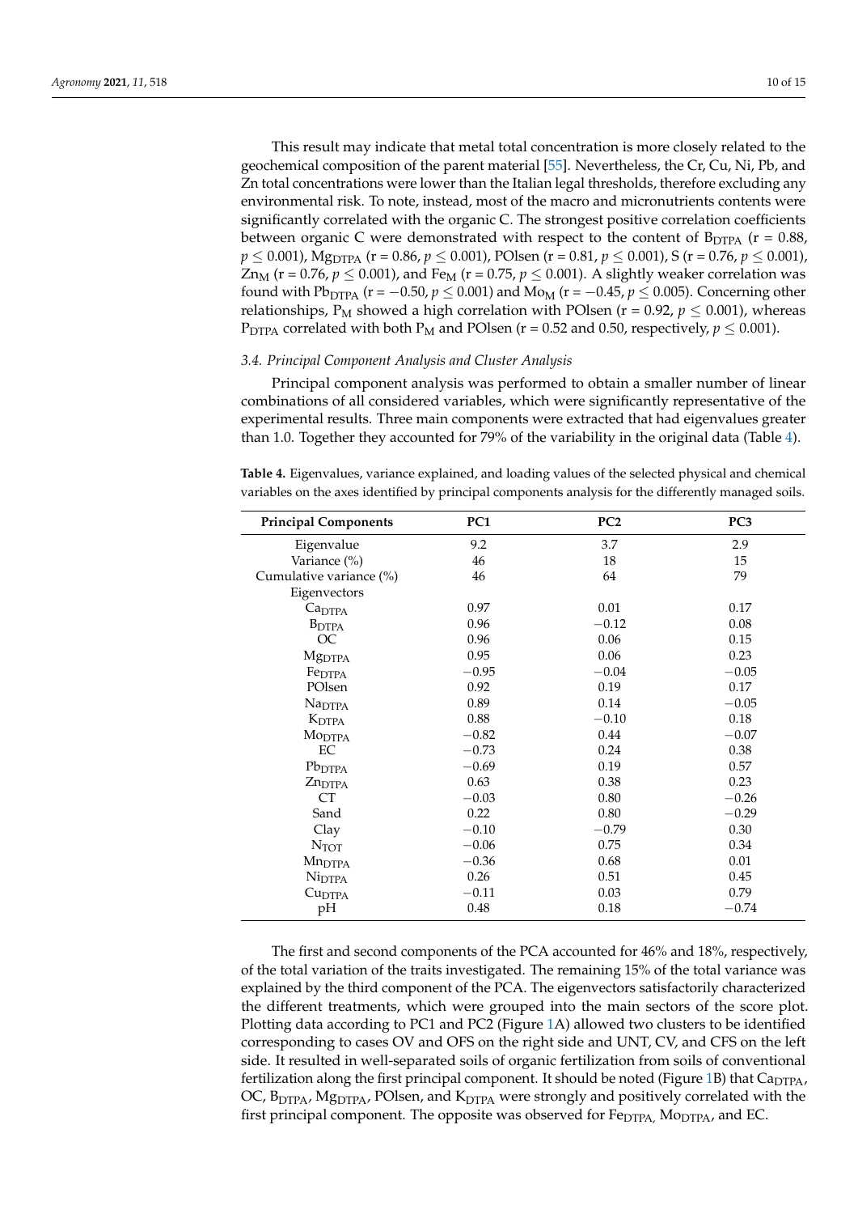This result may indicate that metal total concentration is more closely related to the geochemical composition of the parent material [55]. Nevertheless, the Cr, Cu, Ni, Pb, and Zn total concentrations were lower than the Italian legal thresholds, therefore excluding any environmental risk. To note, instead, most of the macro and micronutrients contents were significantly correlated with the organic C. The strongest positive correlation coefficients between organic C were demonstrated with respect to the content of $B_{DTPA}$ ($r = 0.88$, $p \leq 0.001$), $Mg_{DTPA}$ ($r = 0.86$, $p \leq 0.001$), POlsen ($r = 0.81$, $p \leq 0.001$), S ($r = 0.76$, $p \leq 0.001$), $Zn_M$ ($r = 0.76$, $p \leq 0.001$), and $Fe_M$ ($r = 0.75$, $p \leq 0.001$). A slightly weaker correlation was found with $Pb_{DTPA}$ ($r = -0.50$, $p \leq 0.001$) and $Mo_M$ ($r = -0.45$, $p \leq 0.005$). Concerning other relationships, $P_M$ showed a high correlation with POlsen ($r = 0.92$, $p \leq 0.001$), whereas $P_{DTPA}$ correlated with both $P_M$ and POlsen ($r = 0.52$ and $0.50$, respectively, $p \leq 0.001$).

### *3.4. Principal Component Analysis and Cluster Analysis*

Principal component analysis was performed to obtain a smaller number of linear combinations of all considered variables, which were significantly representative of the experimental results. Three main components were extracted that had eigenvalues greater than 1.0. Together they accounted for 79% of the variability in the original data (Table 4).

**Table 4.** Eigenvalues, variance explained, and loading values of the selected physical and chemical variables on the axes identified by principal components analysis for the differently managed soils.

| Principal Components | PC1 | PC2 | PC3 |
|---|---|---|---|
| Eigenvalue | 9.2 | 3.7 | 2.9 |
| Variance (%) | 46 | 18 | 15 |
| Cumulative variance (%) | 46 | 64 | 79 |
| Eigenvectors | | | |
| $Ca_{DTPA}$ | 0.97 | 0.01 | 0.17 |
| $B_{DTPA}$ | 0.96 | −0.12 | 0.08 |
| OC | 0.96 | 0.06 | 0.15 |
| $Mg_{DTPA}$ | 0.95 | 0.06 | 0.23 |
| $Fe_{DTPA}$ | −0.95 | −0.04 | −0.05 |
| POlsen | 0.92 | 0.19 | 0.17 |
| $Na_{DTPA}$ | 0.89 | 0.14 | −0.05 |
| $K_{DTPA}$ | 0.88 | −0.10 | 0.18 |
| $Mo_{DTPA}$ | −0.82 | 0.44 | −0.07 |
| EC | −0.73 | 0.24 | 0.38 |
| $Pb_{DTPA}$ | −0.69 | 0.19 | 0.57 |
| $Zn_{DTPA}$ | 0.63 | 0.38 | 0.23 |
| CT | −0.03 | 0.80 | −0.26 |
| Sand | 0.22 | 0.80 | −0.29 |
| Clay | −0.10 | −0.79 | 0.30 |
| $N_{TOT}$ | −0.06 | 0.75 | 0.34 |
| $Mn_{DTPA}$ | −0.36 | 0.68 | 0.01 |
| $Ni_{DTPA}$ | 0.26 | 0.51 | 0.45 |
| $Cu_{DTPA}$ | −0.11 | 0.03 | 0.79 |
| pH | 0.48 | 0.18 | −0.74 |

The first and second components of the PCA accounted for 46% and 18%, respectively, of the total variation of the traits investigated. The remaining 15% of the total variance was explained by the third component of the PCA. The eigenvectors satisfactorily characterized the different treatments, which were grouped into the main sectors of the score plot. Plotting data according to PC1 and PC2 (Figure 1A) allowed two clusters to be identified corresponding to cases OV and OFS on the right side and UNT, CV, and CFS on the left side. It resulted in well-separated soils of organic fertilization from soils of conventional fertilization along the first principal component. It should be noted (Figure 1B) that $Ca_{DTPA}$, OC, $B_{DTPA}$, $Mg_{DTPA}$, POlsen, and $K_{DTPA}$ were strongly and positively correlated with the first principal component. The opposite was observed for $Fe_{DTPA}$, $Mo_{DTPA}$, and EC.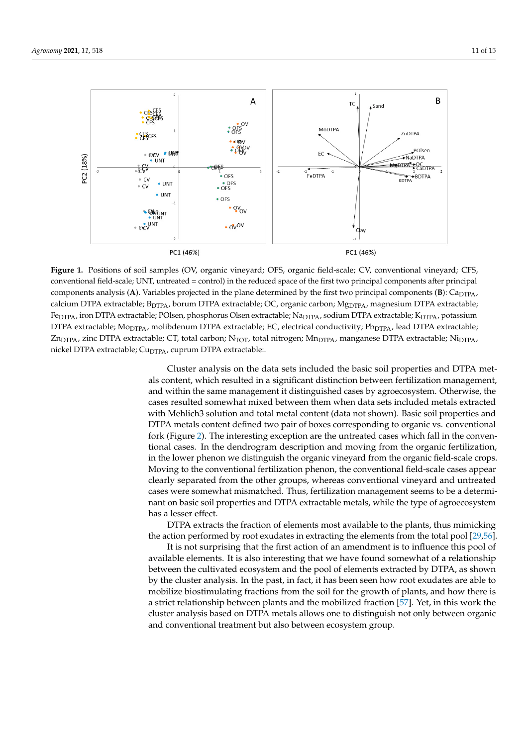**Figure 1.** Positions of soil samples (OV, organic vineyard; OFS, organic field-scale; CV, conventional vineyard; CFS, conventional field-scale; UNT, untreated = control) in the reduced space of the first two principal components after principal components analysis (**A**). Variables projected in the plane determined by the first two principal components (**B**): $Ca_{DTPA}$, calcium DTPA extractable; $B_{DTPA}$, borum DTPA extractable; OC, organic carbon; $Mg_{DTPA}$, magnesium DTPA extractable; $Fe_{DTPA}$, iron DTPA extractable; POlsen, phosphorus Olsen extractable; $Na_{DTPA}$, sodium DTPA extractable; $K_{DTPA}$, potassium DTPA extractable; $Mo_{DTPA}$, molibdenum DTPA extractable; EC, electrical conductivity; $Pb_{DTPA}$, lead DTPA extractable; $Zn_{DTPA}$, zinc DTPA extractable; CT, total carbon; $N_{TOT}$, total nitrogen; $Mn_{DTPA}$, manganese DTPA extractable; $Ni_{DTPA}$, nickel DTPA extractable; $Cu_{DTPA}$, cuprum DTPA extractable:.

Cluster analysis on the data sets included the basic soil properties and DTPA metals content, which resulted in a significant distinction between fertilization management, and within the same management it distinguished cases by agroecosystem. Otherwise, the cases resulted somewhat mixed between them when data sets included metals extracted with Mehlich3 solution and total metal content (data not shown). Basic soil properties and DTPA metals content defined two pair of boxes corresponding to organic vs. conventional fork (Figure 2). The interesting exception are the untreated cases which fall in the conventional cases. In the dendrogram description and moving from the organic fertilization, in the lower phenon we distinguish the organic vineyard from the organic field-scale crops. Moving to the conventional fertilization phenon, the conventional field-scale cases appear clearly separated from the other groups, whereas conventional vineyard and untreated cases were somewhat mismatched. Thus, fertilization management seems to be a determinant on basic soil properties and DTPA extractable metals, while the type of agroecosystem has a lesser effect.

DTPA extracts the fraction of elements most available to the plants, thus mimicking the action performed by root exudates in extracting the elements from the total pool [29,56]. It is not surprising that the first action of an amendment is to influence this pool of available elements. It is also interesting that we have found somewhat of a relationship between the cultivated ecosystem and the pool of elements extracted by DTPA, as shown by the cluster analysis. In the past, in fact, it has been seen how root exudates are able to mobilize biostimulating fractions from the soil for the growth of plants, and how there is a strict relationship between plants and the mobilized fraction [57]. Yet, in this work the cluster analysis based on DTPA metals allows one to distinguish not only between organic and conventional treatment but also between ecosystem group.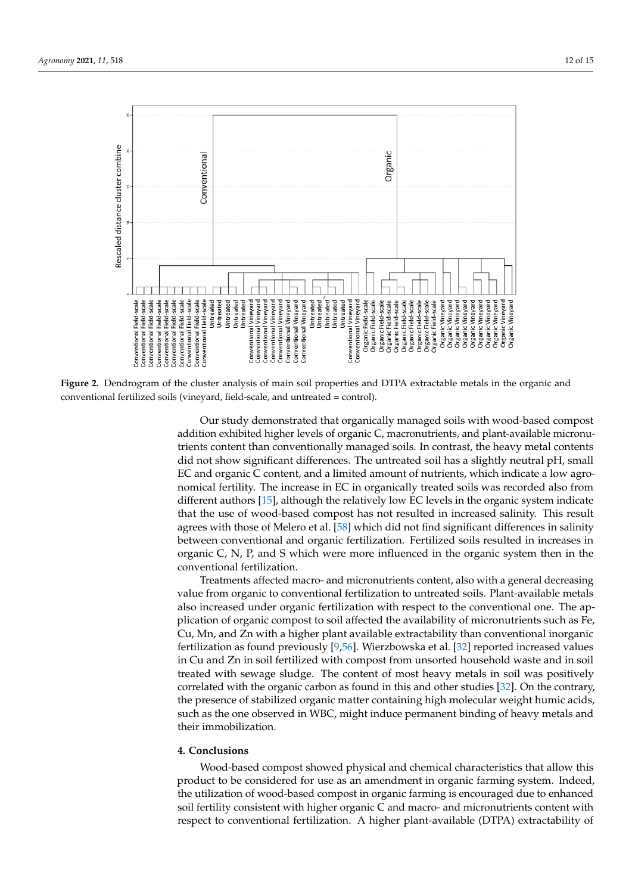**Figure 2.** Dendrogram of the cluster analysis of main soil properties and DTPA extractable metals in the organic and conventional fertilized soils (vineyard, field-scale, and untreated = control).

Our study demonstrated that organically managed soils with wood-based compost addition exhibited higher levels of organic C, macronutrients, and plant-available micronutrients content than conventionally managed soils. In contrast, the heavy metal contents did not show significant differences. The untreated soil has a slightly neutral pH, small EC and organic C content, and a limited amount of nutrients, which indicate a low agronomical fertility. The increase in EC in organically treated soils was recorded also from different authors [15], although the relatively low EC levels in the organic system indicate that the use of wood-based compost has not resulted in increased salinity. This result agrees with those of Melero et al. [58] which did not find significant differences in salinity between conventional and organic fertilization. Fertilized soils resulted in increases in organic C, N, P, and S which were more influenced in the organic system then in the conventional fertilization.

Treatments affected macro- and micronutrients content, also with a general decreasing value from organic to conventional fertilization to untreated soils. Plant-available metals also increased under organic fertilization with respect to the conventional one. The application of organic compost to soil affected the availability of micronutrients such as Fe, Cu, Mn, and Zn with a higher plant available extractability than conventional inorganic fertilization as found previously [9,56]. Wierzbowska et al. [32] reported increased values in Cu and Zn in soil fertilized with compost from unsorted household waste and in soil treated with sewage sludge. The content of most heavy metals in soil was positively correlated with the organic carbon as found in this and other studies [32]. On the contrary, the presence of stabilized organic matter containing high molecular weight humic acids, such as the one observed in WBC, might induce permanent binding of heavy metals and their immobilization.

## 4. Conclusions

Wood-based compost showed physical and chemical characteristics that allow this product to be considered for use as an amendment in organic farming system. Indeed, the utilization of wood-based compost in organic farming is encouraged due to enhanced soil fertility consistent with higher organic C and macro- and micronutrients content with respect to conventional fertilization. A higher plant-available (DTPA) extractability of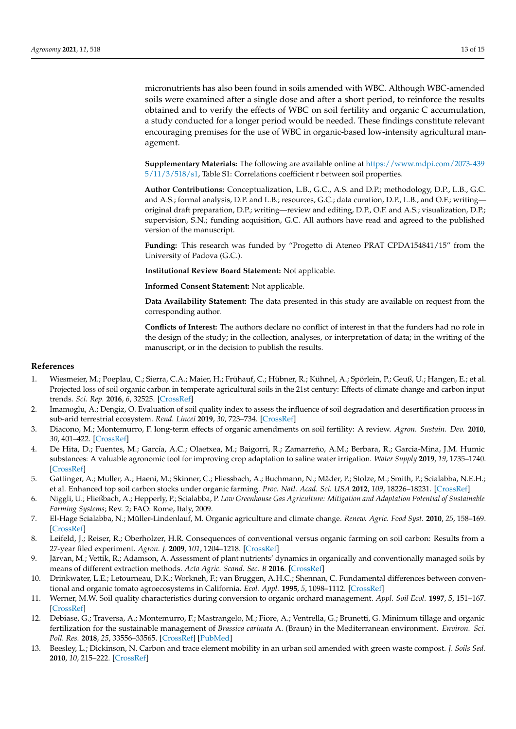micronutrients has also been found in soils amended with WBC. Although WBC-amended soils were examined after a single dose and after a short period, to reinforce the results obtained and to verify the effects of WBC on soil fertility and organic C accumulation, a study conducted for a longer period would be needed. These findings constitute relevant encouraging premises for the use of WBC in organic-based low-intensity agricultural management.

**Supplementary Materials:** The following are available online at https://www.mdpi.com/2073-4395/11/3/518/s1, Table S1: Correlations coefficient r between soil properties.

**Author Contributions:** Conceptualization, L.B., G.C., A.S. and D.P.; methodology, D.P., L.B., G.C. and A.S.; formal analysis, D.P. and L.B.; resources, G.C.; data curation, D.P., L.B., and O.F.; writing—original draft preparation, D.P.; writing—review and editing, D.P., O.F. and A.S.; visualization, D.P.; supervision, S.N.; funding acquisition, G.C. All authors have read and agreed to the published version of the manuscript.

**Funding:** This research was funded by "Progetto di Ateneo PRAT CPDA154841/15" from the University of Padova (G.C.).

**Institutional Review Board Statement:** Not applicable.

**Informed Consent Statement:** Not applicable.

**Data Availability Statement:** The data presented in this study are available on request from the corresponding author.

**Conflicts of Interest:** The authors declare no conflict of interest in that the funders had no role in the design of the study; in the collection, analyses, or interpretation of data; in the writing of the manuscript, or in the decision to publish the results.

## References

1. Wiesmeier, M.; Poeplau, C.; Sierra, C.A.; Maier, H.; Frühauf, C.; Hübner, R.; Kühnel, A.; Spörlein, P.; Geuß, U.; Hangen, E.; et al. Projected loss of soil organic carbon in temperate agricultural soils in the 21st century: Effects of climate change and carbon input trends. *Sci. Rep.* **2016**, *6*, 32525. [CrossRef]
2. İmamoglu, A.; Dengiz, O. Evaluation of soil quality index to assess the influence of soil degradation and desertification process in sub-arid terrestrial ecosystem. *Rend. Lincei* **2019**, *30*, 723–734. [CrossRef]
3. Diacono, M.; Montemurro, F. long-term effects of organic amendments on soil fertility: A review. *Agron. Sustain. Dev.* **2010**, *30*, 401–422. [CrossRef]
4. De Hita, D.; Fuentes, M.; García, A.C.; Olaetxea, M.; Baigorri, R.; Zamarreño, A.M.; Berbara, R.; Garcia-Mina, J.M. Humic substances: A valuable agronomic tool for improving crop adaptation to saline water irrigation. *Water Supply* **2019**, *19*, 1735–1740. [CrossRef]
5. Gattinger, A.; Muller, A.; Haeni, M.; Skinner, C.; Fliessbach, A.; Buchmann, N.; Mäder, P.; Stolze, M.; Smith, P.; Scialabba, N.E.H.; et al. Enhanced top soil carbon stocks under organic farming. *Proc. Natl. Acad. Sci. USA* **2012**, *109*, 18226–18231. [CrossRef]
6. Niggli, U.; Fließbach, A.; Hepperly, P.; Scialabba, P. *Low Greenhouse Gas Agriculture: Mitigation and Adaptation Potential of Sustainable Farming Systems*; Rev. 2; FAO: Rome, Italy, 2009.
7. El-Hage Scialabba, N.; Müller-Lindenlauf, M. Organic agriculture and climate change. *Renew. Agric. Food Syst.* **2010**, *25*, 158–169. [CrossRef]
8. Leifeld, J.; Reiser, R.; Oberholzer, H.R. Consequences of conventional versus organic farming on soil carbon: Results from a 27-year filed experiment. *Agron. J.* **2009**, *101*, 1204–1218. [CrossRef]
9. Järvan, M.; Vettik, R.; Adamson, A. Assessment of plant nutrients' dynamics in organically and conventionally managed soils by means of different extraction methods. *Acta Agric. Scand. Sec. B* **2016**. [CrossRef]
10. Drinkwater, L.E.; Letourneau, D.K.; Workneh, F.; van Bruggen, A.H.C.; Shennan, C. Fundamental differences between conventional and organic tomato agroecosystems in California. *Ecol. Appl.* **1995**, *5*, 1098–1112. [CrossRef]
11. Werner, M.W. Soil quality characteristics during conversion to organic orchard management. *Appl. Soil Ecol.* **1997**, *5*, 151–167. [CrossRef]
12. Debiase, G.; Traversa, A.; Montemurro, F.; Mastrangelo, M.; Fiore, A.; Ventrella, G.; Brunetti, G. Minimum tillage and organic fertilization for the sustainable management of *Brassica carinata* A. (Braun) in the Mediterranean environment. *Environ. Sci. Poll. Res.* **2018**, *25*, 33556–33565. [CrossRef] [PubMed]
13. Beesley, L.; Dickinson, N. Carbon and trace element mobility in an urban soil amended with green waste compost. *J. Soils Sed.* **2010**, *10*, 215–222. [CrossRef]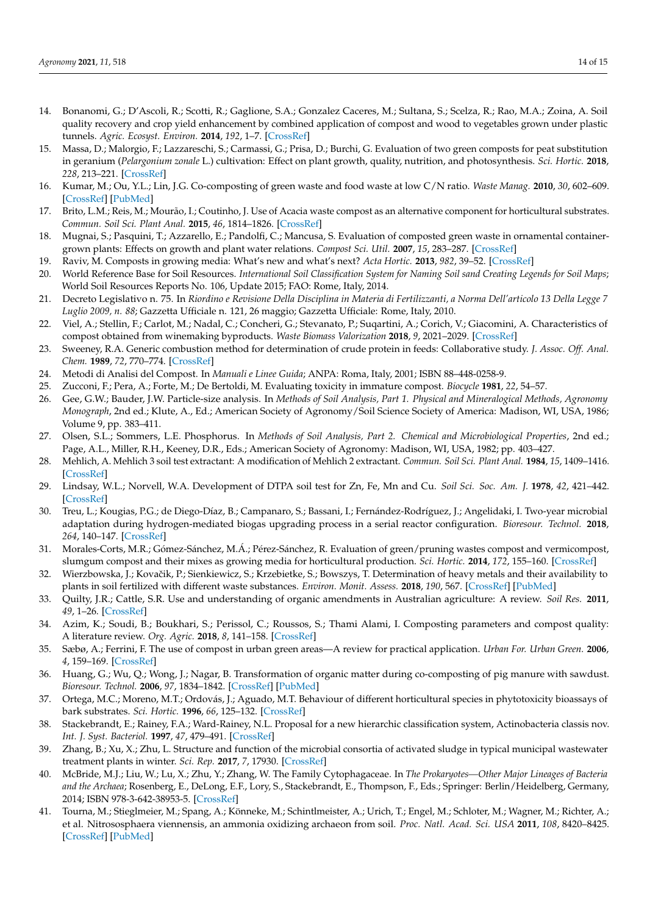14. Bonanomi, G.; D'Ascoli, R.; Scotti, R.; Gaglione, S.A.; Gonzalez Caceres, M.; Sultana, S.; Scelza, R.; Rao, M.A.; Zoina, A. Soil quality recovery and crop yield enhancement by combined application of compost and wood to vegetables grown under plastic tunnels. *Agric. Ecosyst. Environ.* **2014**, *192*, 1–7. [CrossRef]
15. Massa, D.; Malorgio, F.; Lazzareschi, S.; Carmassi, G.; Prisa, D.; Burchi, G. Evaluation of two green composts for peat substitution in geranium (*Pelargonium zonale* L.) cultivation: Effect on plant growth, quality, nutrition, and photosynthesis. *Sci. Hortic.* **2018**, *228*, 213–221. [CrossRef]
16. Kumar, M.; Ou, Y.L.; Lin, J.G. Co-composting of green waste and food waste at low C/N ratio. *Waste Manag.* **2010**, *30*, 602–609. [CrossRef] [PubMed]
17. Brito, L.M.; Reis, M.; Mourão, I.; Coutinho, J. Use of Acacia waste compost as an alternative component for horticultural substrates. *Commun. Soil Sci. Plant Anal.* **2015**, *46*, 1814–1826. [CrossRef]
18. Mugnai, S.; Pasquini, T.; Azzarello, E.; Pandolfi, C.; Mancusa, S. Evaluation of composted green waste in ornamental container-grown plants: Effects on growth and plant water relations. *Compost Sci. Util.* **2007**, *15*, 283–287. [CrossRef]
19. Raviv, M. Composts in growing media: What's new and what's next? *Acta Hortic.* **2013**, *982*, 39–52. [CrossRef]
20. World Reference Base for Soil Resources. *International Soil Classification System for Naming Soil sand Creating Legends for Soil Maps*; World Soil Resources Reports No. 106, Update 2015; FAO: Rome, Italy, 2014.
21. Decreto Legislativo n. 75. In *Riordino e Revisione Della Disciplina in Materia di Fertilizzanti, a Norma Dell'articolo 13 Della Legge 7 Luglio 2009, n. 88*; Gazzetta Ufficiale n. 121, 26 maggio; Gazzetta Ufficiale: Rome, Italy, 2010.
22. Viel, A.; Stellin, F.; Carlot, M.; Nadal, C.; Concheri, G.; Stevanato, P.; Suqartini, A.; Corich, V.; Giacomini, A. Characteristics of compost obtained from winemaking byproducts. *Waste Biomass Valorization* **2018**, *9*, 2021–2029. [CrossRef]
23. Sweeney, R.A. Generic combustion method for determination of crude protein in feeds: Collaborative study. *J. Assoc. Off. Anal. Chem.* **1989**, *72*, 770–774. [CrossRef]
24. Metodi di Analisi del Compost. In *Manuali e Linee Guida*; ANPA: Roma, Italy, 2001; ISBN 88–448-0258-9.
25. Zucconi, F.; Pera, A.; Forte, M.; De Bertoldi, M. Evaluating toxicity in immature compost. *Biocycle* **1981**, *22*, 54–57.
26. Gee, G.W.; Bauder, J.W. Particle-size analysis. In *Methods of Soil Analysis, Part 1. Physical and Mineralogical Methods, Agronomy Monograph*, 2nd ed.; Klute, A., Ed.; American Society of Agronomy/Soil Science Society of America: Madison, WI, USA, 1986; Volume 9, pp. 383–411.
27. Olsen, S.L.; Sommers, L.E. Phosphorus. In *Methods of Soil Analysis, Part 2. Chemical and Microbiological Properties*, 2nd ed.; Page, A.L., Miller, R.H., Keeney, D.R., Eds.; American Society of Agronomy: Madison, WI, USA, 1982; pp. 403–427.
28. Mehlich, A. Mehlich 3 soil test extractant: A modification of Mehlich 2 extractant. *Commun. Soil Sci. Plant Anal.* **1984**, *15*, 1409–1416. [CrossRef]
29. Lindsay, W.L.; Norvell, W.A. Development of DTPA soil test for Zn, Fe, Mn and Cu. *Soil Sci. Soc. Am. J.* **1978**, *42*, 421–442. [CrossRef]
30. Treu, L.; Kougias, P.G.; de Diego-Díaz, B.; Campanaro, S.; Bassani, I.; Fernández-Rodríguez, J.; Angelidaki, I. Two-year microbial adaptation during hydrogen-mediated biogas upgrading process in a serial reactor configuration. *Bioresour. Technol.* **2018**, *264*, 140–147. [CrossRef]
31. Morales-Corts, M.R.; Gómez-Sánchez, M.Á.; Pérez-Sánchez, R. Evaluation of green/pruning wastes compost and vermicompost, slumgum compost and their mixes as growing media for horticultural production. *Sci. Hortic.* **2014**, *172*, 155–160. [CrossRef]
32. Wierzbowska, J.; Kovačik, P.; Sienkiewicz, S.; Krzebietke, S.; Bowszys, T. Determination of heavy metals and their availability to plants in soil fertilized with different waste substances. *Environ. Monit. Assess.* **2018**, *190*, 567. [CrossRef] [PubMed]
33. Quilty, J.R.; Cattle, S.R. Use and understanding of organic amendments in Australian agriculture: A review. *Soil Res.* **2011**, *49*, 1–26. [CrossRef]
34. Azim, K.; Soudi, B.; Boukhari, S.; Perissol, C.; Roussos, S.; Thami Alami, I. Composting parameters and compost quality: A literature review. *Org. Agric.* **2018**, *8*, 141–158. [CrossRef]
35. Sæbø, A.; Ferrini, F. The use of compost in urban green areas—A review for practical application. *Urban For. Urban Green.* **2006**, *4*, 159–169. [CrossRef]
36. Huang, G.; Wu, Q.; Wong, J.; Nagar, B. Transformation of organic matter during co-composting of pig manure with sawdust. *Bioresour. Technol.* **2006**, *97*, 1834–1842. [CrossRef] [PubMed]
37. Ortega, M.C.; Moreno, M.T.; Ordovás, J.; Aguado, M.T. Behaviour of different horticultural species in phytotoxicity bioassays of bark substrates. *Sci. Hortic.* **1996**, *66*, 125–132. [CrossRef]
38. Stackebrandt, E.; Rainey, F.A.; Ward-Rainey, N.L. Proposal for a new hierarchic classification system, Actinobacteria classis nov. *Int. J. Syst. Bacteriol.* **1997**, *47*, 479–491. [CrossRef]
39. Zhang, B.; Xu, X.; Zhu, L. Structure and function of the microbial consortia of activated sludge in typical municipal wastewater treatment plants in winter. *Sci. Rep.* **2017**, *7*, 17930. [CrossRef]
40. McBride, M.J.; Liu, W.; Lu, X.; Zhu, Y.; Zhang, W. The Family Cytophagaceae. In *The Prokaryotes—Other Major Lineages of Bacteria and the Archaea*; Rosenberg, E., DeLong, E.F., Lory, S., Stackebrandt, E., Thompson, F., Eds.; Springer: Berlin/Heidelberg, Germany, 2014; ISBN 978-3-642-38953-5. [CrossRef]
41. Tourna, M.; Stieglmeier, M.; Spang, A.; Könneke, M.; Schintlmeister, A.; Urich, T.; Engel, M.; Schloter, M.; Wagner, M.; Richter, A.; et al. Nitrososphaera viennensis, an ammonia oxidizing archaeon from soil. *Proc. Natl. Acad. Sci. USA* **2011**, *108*, 8420–8425. [CrossRef] [PubMed]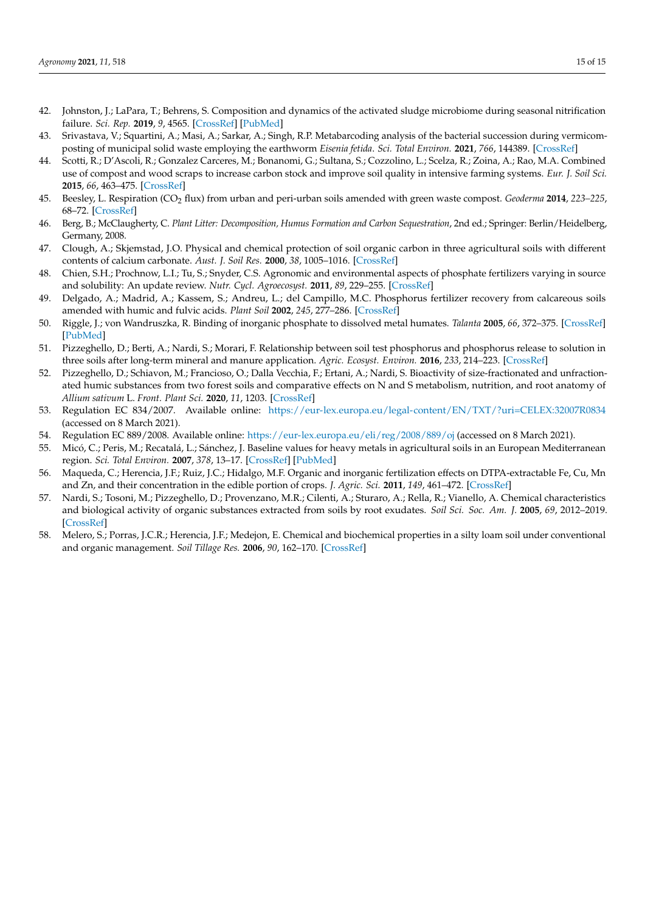42. Johnston, J.; LaPara, T.; Behrens, S. Composition and dynamics of the activated sludge microbiome during seasonal nitrification failure. *Sci. Rep.* **2019**, *9*, 4565. [CrossRef] [PubMed]
43. Srivastava, V.; Squartini, A.; Masi, A.; Sarkar, A.; Singh, R.P. Metabarcoding analysis of the bacterial succession during vermicomposting of municipal solid waste employing the earthworm *Eisenia fetida*. *Sci. Total Environ.* **2021**, *766*, 144389. [CrossRef]
44. Scotti, R.; D'Ascoli, R.; Gonzalez Carceres, M.; Bonanomi, G.; Sultana, S.; Cozzolino, L.; Scelza, R.; Zoina, A.; Rao, M.A. Combined use of compost and wood scraps to increase carbon stock and improve soil quality in intensive farming systems. *Eur. J. Soil Sci.* **2015**, *66*, 463–475. [CrossRef]
45. Beesley, L. Respiration ($CO_2$ flux) from urban and peri-urban soils amended with green waste compost. *Geoderma* **2014**, *223–225*, 68–72. [CrossRef]
46. Berg, B.; McClaugherty, C. *Plant Litter: Decomposition, Humus Formation and Carbon Sequestration*, 2nd ed.; Springer: Berlin/Heidelberg, Germany, 2008.
47. Clough, A.; Skjemstad, J.O. Physical and chemical protection of soil organic carbon in three agricultural soils with different contents of calcium carbonate. *Aust. J. Soil Res.* **2000**, *38*, 1005–1016. [CrossRef]
48. Chien, S.H.; Prochnow, L.I.; Tu, S.; Snyder, C.S. Agronomic and environmental aspects of phosphate fertilizers varying in source and solubility: An update review. *Nutr. Cycl. Agroecosyst.* **2011**, *89*, 229–255. [CrossRef]
49. Delgado, A.; Madrid, A.; Kassem, S.; Andreu, L.; del Campillo, M.C. Phosphorus fertilizer recovery from calcareous soils amended with humic and fulvic acids. *Plant Soil* **2002**, *245*, 277–286. [CrossRef]
50. Riggle, J.; von Wandruszka, R. Binding of inorganic phosphate to dissolved metal humates. *Talanta* **2005**, *66*, 372–375. [CrossRef] [PubMed]
51. Pizzeghello, D.; Berti, A.; Nardi, S.; Morari, F. Relationship between soil test phosphorus and phosphorus release to solution in three soils after long-term mineral and manure application. *Agric. Ecosyst. Environ.* **2016**, *233*, 214–223. [CrossRef]
52. Pizzeghello, D.; Schiavon, M.; Francioso, O.; Dalla Vecchia, F.; Ertani, A.; Nardi, S. Bioactivity of size-fractionated and unfractionated humic substances from two forest soils and comparative effects on N and S metabolism, nutrition, and root anatomy of *Allium sativum* L. *Front. Plant Sci.* **2020**, *11*, 1203. [CrossRef]
53. Regulation EC 834/2007. Available online: https://eur-lex.europa.eu/legal-content/EN/TXT/?uri=CELEX:32007R0834 (accessed on 8 March 2021).
54. Regulation EC 889/2008. Available online: https://eur-lex.europa.eu/eli/reg/2008/889/oj (accessed on 8 March 2021).
55. Micó, C.; Peris, M.; Recatalá, L.; Sánchez, J. Baseline values for heavy metals in agricultural soils in an European Mediterranean region. *Sci. Total Environ.* **2007**, *378*, 13–17. [CrossRef] [PubMed]
56. Maqueda, C.; Herencia, J.F.; Ruiz, J.C.; Hidalgo, M.F. Organic and inorganic fertilization effects on DTPA-extractable Fe, Cu, Mn and Zn, and their concentration in the edible portion of crops. *J. Agric. Sci.* **2011**, *149*, 461–472. [CrossRef]
57. Nardi, S.; Tosoni, M.; Pizzeghello, D.; Provenzano, M.R.; Cilenti, A.; Sturaro, A.; Rella, R.; Vianello, A. Chemical characteristics and biological activity of organic substances extracted from soils by root exudates. *Soil Sci. Soc. Am. J.* **2005**, *69*, 2012–2019. [CrossRef]
58. Melero, S.; Porras, J.C.R.; Herencia, J.F.; Medejon, E. Chemical and biochemical properties in a silty loam soil under conventional and organic management. *Soil Tillage Res.* **2006**, *90*, 162–170. [CrossRef]